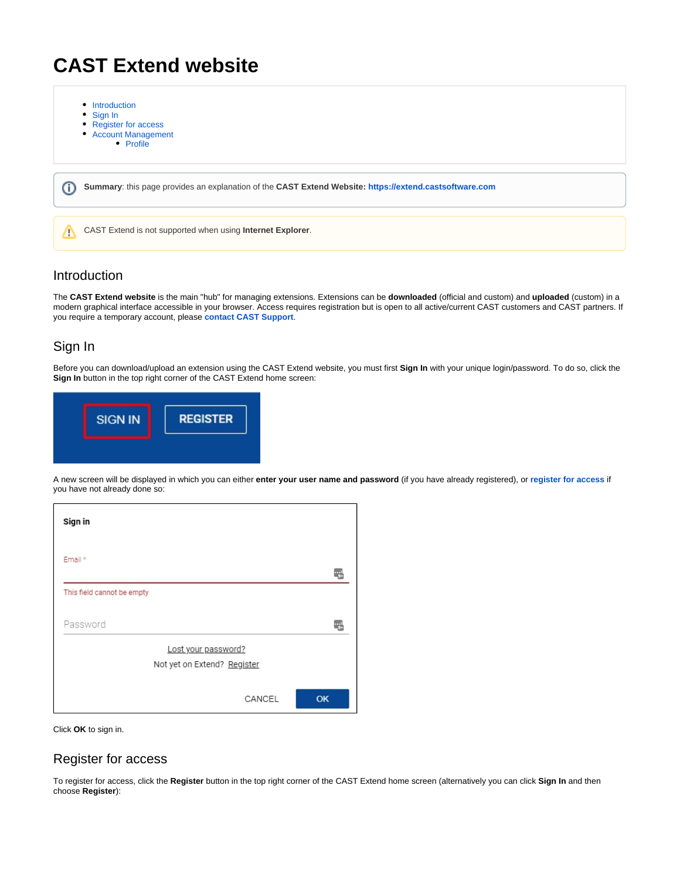# CAST Extend website

- Introduction
- Sign In
- Register for access
- Account Management
  - Profile

**Summary**: this page provides an explanation of the **CAST Extend Website: https://extend.castsoftware.com**

CAST Extend is not supported when using **Internet Explorer**.

## Introduction

The **CAST Extend website** is the main "hub" for managing extensions. Extensions can be **downloaded** (official and custom) and **uploaded** (custom) in a modern graphical interface accessible in your browser. Access requires registration but is open to all active/current CAST customers and CAST partners. If you require a temporary account, please **contact CAST Support**.

## Sign In

Before you can download/upload an extension using the CAST Extend website, you must first **Sign In** with your unique login/password. To do so, click the **Sign In** button in the top right corner of the CAST Extend home screen:

A new screen will be displayed in which you can either **enter your user name and password** (if you have already registered), or **register for access** if you have not already done so:

Click **OK** to sign in.

## Register for access

To register for access, click the **Register** button in the top right corner of the CAST Extend home screen (alternatively you can click **Sign In** and then choose **Register**):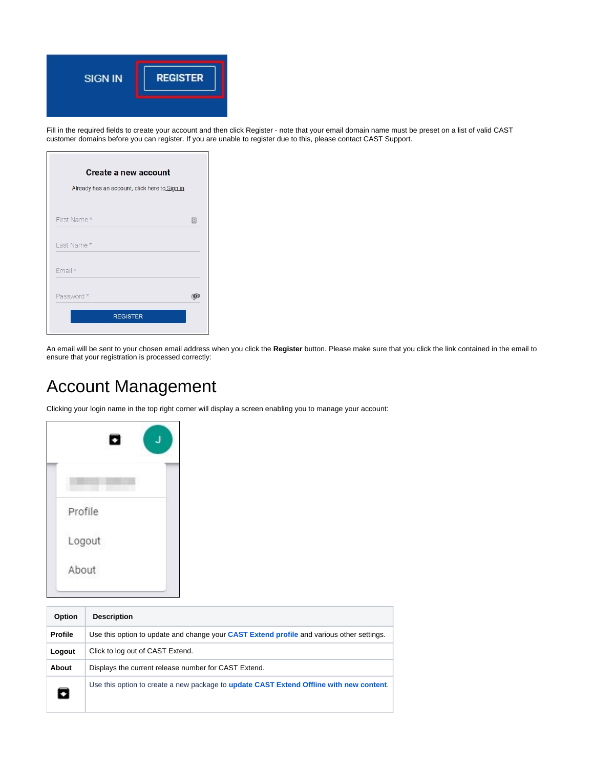Fill in the required fields to create your account and then click Register - note that your email domain name must be preset on a list of valid CAST customer domains before you can register. If you are unable to register due to this, please contact CAST Support.

An email will be sent to your chosen email address when you click the **Register** button. Please make sure that you click the link contained in the email to ensure that your registration is processed correctly:

# Account Management

Clicking your login name in the top right corner will display a screen enabling you to manage your account:

| Option | Description |
| --- | --- |
| **Profile** | Use this option to update and change your **CAST Extend profile** and various other settings. |
| **Logout** | Click to log out of CAST Extend. |
| **About** | Displays the current release number for CAST Extend. |
|  | Use this option to create a new package to **update CAST Extend Offline with new content**. |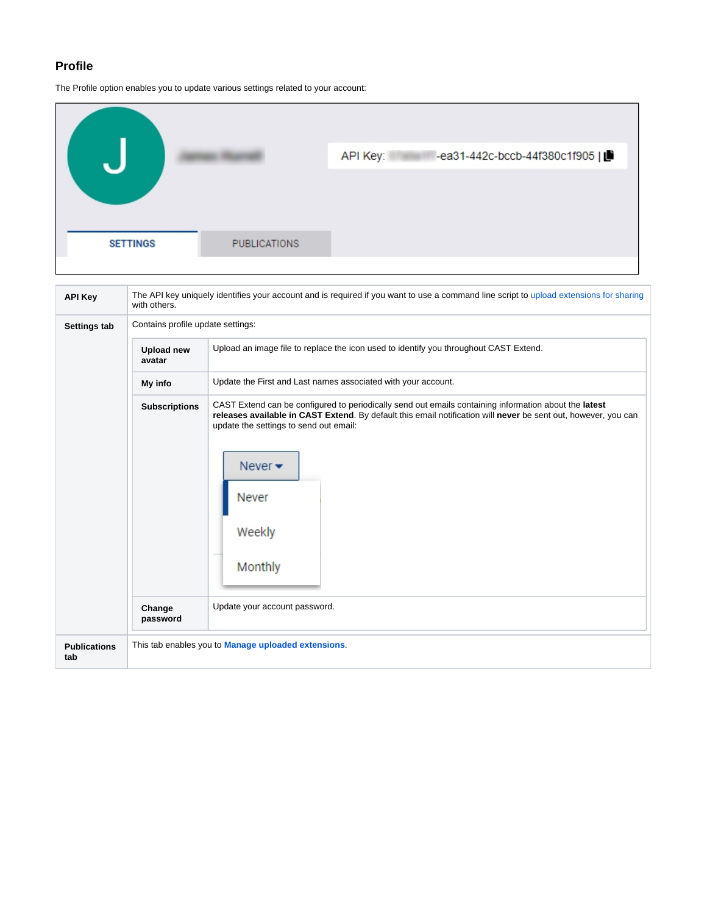## Profile

The Profile option enables you to update various settings related to your account:

| | |
|---|---|
| **API Key** | The API key uniquely identifies your account and is required if you want to use a command line script to upload extensions for sharing with others. |
| **Settings tab** | Contains profile update settings: |
| | **Upload new avatar**: Upload an image file to replace the icon used to identify you throughout CAST Extend. |
| | **My info**: Update the First and Last names associated with your account. |
| | **Subscriptions**: CAST Extend can be configured to periodically send out emails containing information about the **latest releases available in CAST Extend**. By default this email notification will **never** be sent out, however, you can update the settings to send out email: |
| | **Change password**: Update your account password. |
| **Publications tab** | This tab enables you to **Manage uploaded extensions**. |